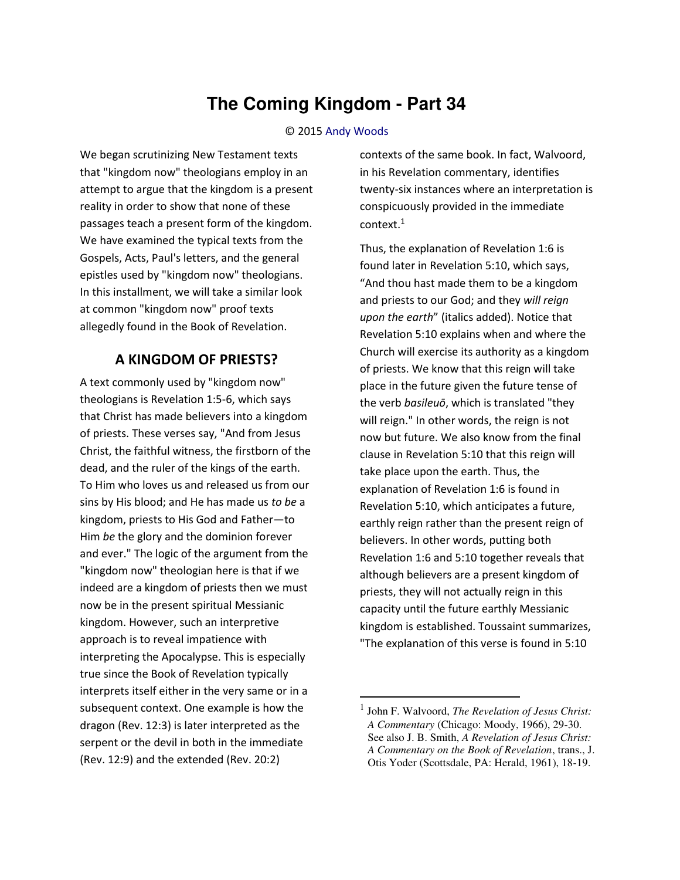# The Coming Kingdom - Part 34

© 2015 Andy Woods

We began scrutinizing New Testament texts that "kingdom now" theologians employ in an attempt to argue that the kingdom is a present reality in order to show that none of these passages teach a present form of the kingdom. We have examined the typical texts from the Gospels, Acts, Paul's letters, and the general epistles used by "kingdom now" theologians. In this installment, we will take a similar look at common "kingdom now" proof texts allegedly found in the Book of Revelation.

## A KINGDOM OF PRIESTS?

A text commonly used by "kingdom now" theologians is Revelation 1:5-6, which says that Christ has made believers into a kingdom of priests. These verses say, "And from Jesus Christ, the faithful witness, the firstborn of the dead, and the ruler of the kings of the earth. To Him who loves us and released us from our sins by His blood; and He has made us *to be* a kingdom, priests to His God and Father—to Him *be* the glory and the dominion forever and ever." The logic of the argument from the "kingdom now" theologian here is that if we indeed are a kingdom of priests then we must now be in the present spiritual Messianic kingdom. However, such an interpretive approach is to reveal impatience with interpreting the Apocalypse. This is especially true since the Book of Revelation typically interprets itself either in the very same or in a subsequent context. One example is how the dragon (Rev. 12:3) is later interpreted as the serpent or the devil in both the immediate (Rev. 12:9) and the extended (Rev. 20:2) contexts of the same book. In fact, Walvoord, in his Revelation commentary, identifies twenty-six instances where an interpretation is conspicuously provided in the immediate context.[1]

Thus, the explanation of Revelation 1:6 is found later in Revelation 5:10, which says, "And thou hast made them to be a kingdom and priests to our God; and they *will reign upon the earth*" (italics added). Notice that Revelation 5:10 explains when and where the Church will exercise its authority as a kingdom of priests. We know that this reign will take place in the future given the future tense of the verb *basileuō*, which is translated "they will reign." In other words, the reign is not now but future. We also know from the final clause in Revelation 5:10 that this reign will take place upon the earth. Thus, the explanation of Revelation 1:6 is found in Revelation 5:10, which anticipates a future, earthly reign rather than the present reign of believers. In other words, putting both Revelation 1:6 and 5:10 together reveals that although believers are a present kingdom of priests, they will not actually reign in this capacity until the future earthly Messianic kingdom is established. Toussaint summarizes, "The explanation of this verse is found in 5:10

---

[1] John F. Walvoord, *The Revelation of Jesus Christ: A Commentary* (Chicago: Moody, 1966), 29-30. See also J. B. Smith, *A Revelation of Jesus Christ: A Commentary on the Book of Revelation*, trans., J. Otis Yoder (Scottsdale, PA: Herald, 1961), 18-19.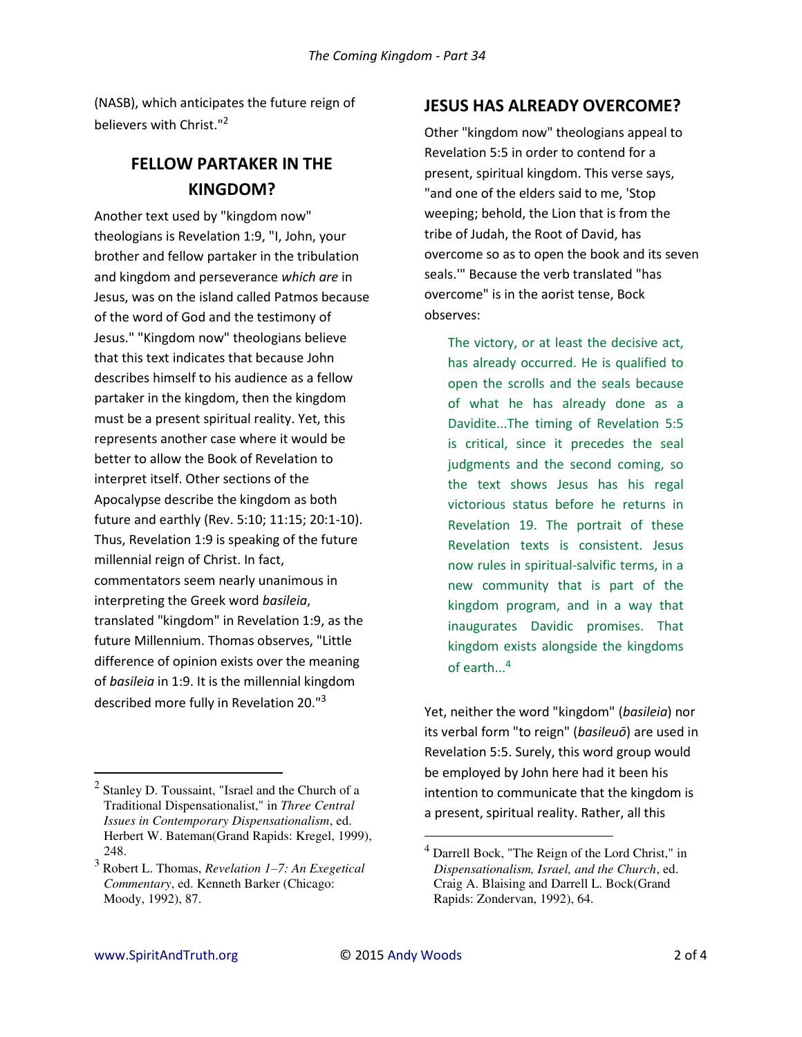(NASB), which anticipates the future reign of believers with Christ."[2]

## FELLOW PARTAKER IN THE KINGDOM?

Another text used by "kingdom now" theologians is Revelation 1:9, "I, John, your brother and fellow partaker in the tribulation and kingdom and perseverance *which are* in Jesus, was on the island called Patmos because of the word of God and the testimony of Jesus." "Kingdom now" theologians believe that this text indicates that because John describes himself to his audience as a fellow partaker in the kingdom, then the kingdom must be a present spiritual reality. Yet, this represents another case where it would be better to allow the Book of Revelation to interpret itself. Other sections of the Apocalypse describe the kingdom as both future and earthly (Rev. 5:10; 11:15; 20:1-10). Thus, Revelation 1:9 is speaking of the future millennial reign of Christ. In fact, commentators seem nearly unanimous in interpreting the Greek word *basileia*, translated "kingdom" in Revelation 1:9, as the future Millennium. Thomas observes, "Little difference of opinion exists over the meaning of *basileia* in 1:9. It is the millennial kingdom described more fully in Revelation 20."[3]

## JESUS HAS ALREADY OVERCOME?

Other "kingdom now" theologians appeal to Revelation 5:5 in order to contend for a present, spiritual kingdom. This verse says, "and one of the elders said to me, 'Stop weeping; behold, the Lion that is from the tribe of Judah, the Root of David, has overcome so as to open the book and its seven seals.'" Because the verb translated "has overcome" is in the aorist tense, Bock observes:

> The victory, or at least the decisive act, has already occurred. He is qualified to open the scrolls and the seals because of what he has already done as a Davidite...The timing of Revelation 5:5 is critical, since it precedes the seal judgments and the second coming, so the text shows Jesus has his regal victorious status before he returns in Revelation 19. The portrait of these Revelation texts is consistent. Jesus now rules in spiritual-salvific terms, in a new community that is part of the kingdom program, and in a way that inaugurates Davidic promises. That kingdom exists alongside the kingdoms of earth...[4]

Yet, neither the word "kingdom" (*basileia*) nor its verbal form "to reign" (*basileuō*) are used in Revelation 5:5. Surely, this word group would be employed by John here had it been his intention to communicate that the kingdom is a present, spiritual reality. Rather, all this

---

[2] Stanley D. Toussaint, "Israel and the Church of a Traditional Dispensationalist," in *Three Central Issues in Contemporary Dispensationalism*, ed. Herbert W. Bateman(Grand Rapids: Kregel, 1999), 248.

[3] Robert L. Thomas, *Revelation 1–7: An Exegetical Commentary*, ed. Kenneth Barker (Chicago: Moody, 1992), 87.

[4] Darrell Bock, "The Reign of the Lord Christ," in *Dispensationalism, Israel, and the Church*, ed. Craig A. Blaising and Darrell L. Bock(Grand Rapids: Zondervan, 1992), 64.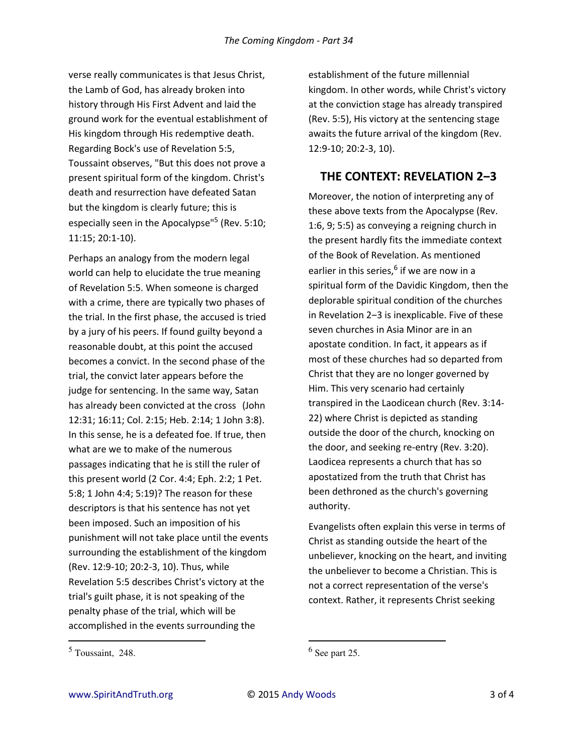verse really communicates is that Jesus Christ, the Lamb of God, has already broken into history through His First Advent and laid the ground work for the eventual establishment of His kingdom through His redemptive death. Regarding Bock's use of Revelation 5:5, Toussaint observes, "But this does not prove a present spiritual form of the kingdom. Christ's death and resurrection have defeated Satan but the kingdom is clearly future; this is especially seen in the Apocalypse"[5] (Rev. 5:10; 11:15; 20:1-10).

Perhaps an analogy from the modern legal world can help to elucidate the true meaning of Revelation 5:5. When someone is charged with a crime, there are typically two phases of the trial. In the first phase, the accused is tried by a jury of his peers. If found guilty beyond a reasonable doubt, at this point the accused becomes a convict. In the second phase of the trial, the convict later appears before the judge for sentencing. In the same way, Satan has already been convicted at the cross (John 12:31; 16:11; Col. 2:15; Heb. 2:14; 1 John 3:8). In this sense, he is a defeated foe. If true, then what are we to make of the numerous passages indicating that he is still the ruler of this present world (2 Cor. 4:4; Eph. 2:2; 1 Pet. 5:8; 1 John 4:4; 5:19)? The reason for these descriptors is that his sentence has not yet been imposed. Such an imposition of his punishment will not take place until the events surrounding the establishment of the kingdom (Rev. 12:9-10; 20:2-3, 10). Thus, while Revelation 5:5 describes Christ's victory at the trial's guilt phase, it is not speaking of the penalty phase of the trial, which will be accomplished in the events surrounding the establishment of the future millennial kingdom. In other words, while Christ's victory at the conviction stage has already transpired (Rev. 5:5), His victory at the sentencing stage awaits the future arrival of the kingdom (Rev. 12:9-10; 20:2-3, 10).

## THE CONTEXT: REVELATION 2–3

Moreover, the notion of interpreting any of these above texts from the Apocalypse (Rev. 1:6, 9; 5:5) as conveying a reigning church in the present hardly fits the immediate context of the Book of Revelation. As mentioned earlier in this series,[6] if we are now in a spiritual form of the Davidic Kingdom, then the deplorable spiritual condition of the churches in Revelation 2–3 is inexplicable. Five of these seven churches in Asia Minor are in an apostate condition. In fact, it appears as if most of these churches had so departed from Christ that they are no longer governed by Him. This very scenario had certainly transpired in the Laodicean church (Rev. 3:14-22) where Christ is depicted as standing outside the door of the church, knocking on the door, and seeking re-entry (Rev. 3:20). Laodicea represents a church that has so apostatized from the truth that Christ has been dethroned as the church's governing authority.

Evangelists often explain this verse in terms of Christ as standing outside the heart of the unbeliever, knocking on the heart, and inviting the unbeliever to become a Christian. This is not a correct representation of the verse's context. Rather, it represents Christ seeking

---

[5] Toussaint, 248.

[6] See part 25.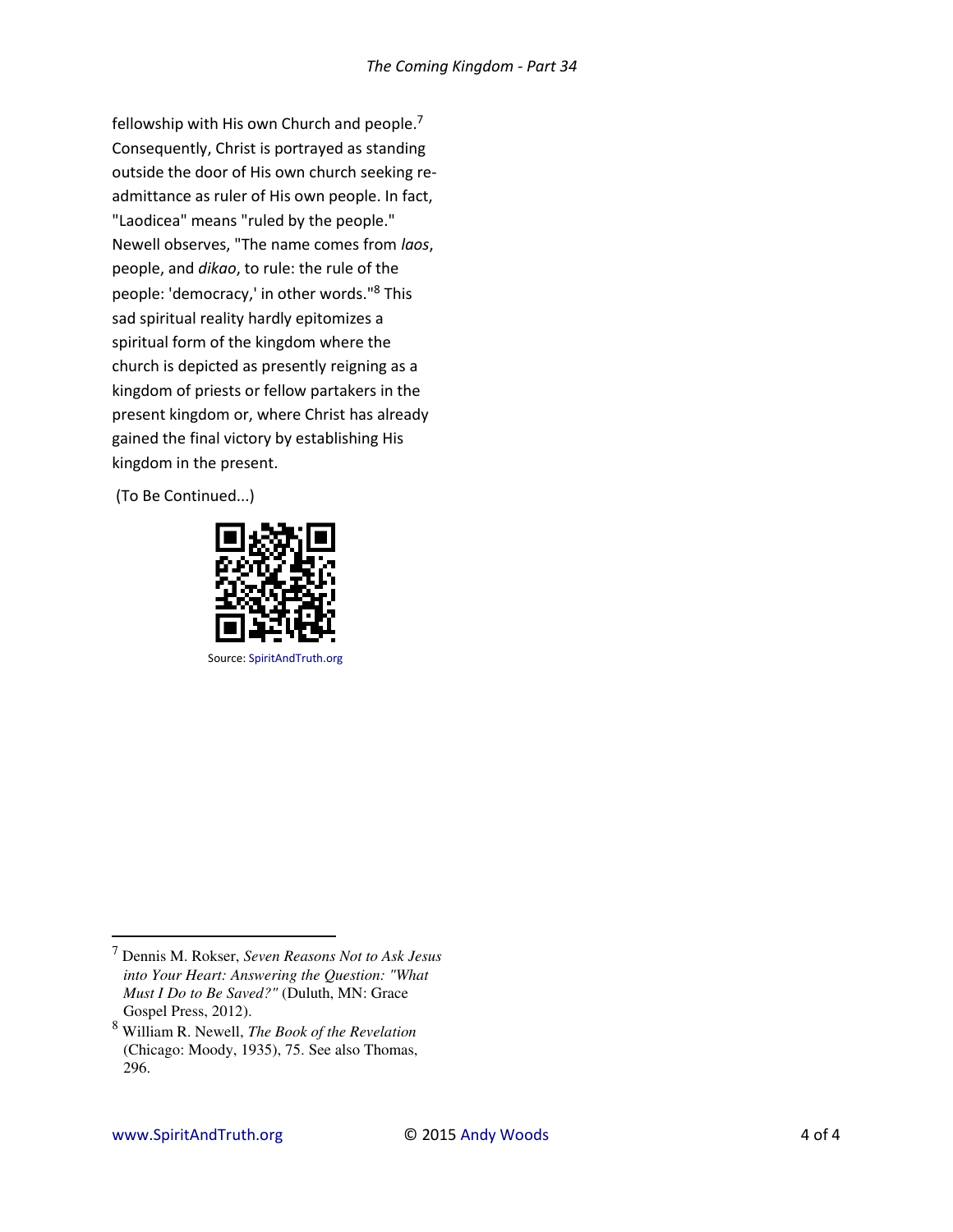fellowship with His own Church and people.[7] Consequently, Christ is portrayed as standing outside the door of His own church seeking re-admittance as ruler of His own people. In fact, "Laodicea" means "ruled by the people." Newell observes, "The name comes from *laos*, people, and *dikao*, to rule: the rule of the people: 'democracy,' in other words."[8] This sad spiritual reality hardly epitomizes a spiritual form of the kingdom where the church is depicted as presently reigning as a kingdom of priests or fellow partakers in the present kingdom or, where Christ has already gained the final victory by establishing His kingdom in the present.

(To Be Continued...)

Source: SpiritAndTruth.org

---

[7] Dennis M. Rokser, *Seven Reasons Not to Ask Jesus into Your Heart: Answering the Question: "What Must I Do to Be Saved?"* (Duluth, MN: Grace Gospel Press, 2012).

[8] William R. Newell, *The Book of the Revelation* (Chicago: Moody, 1935), 75. See also Thomas, 296.